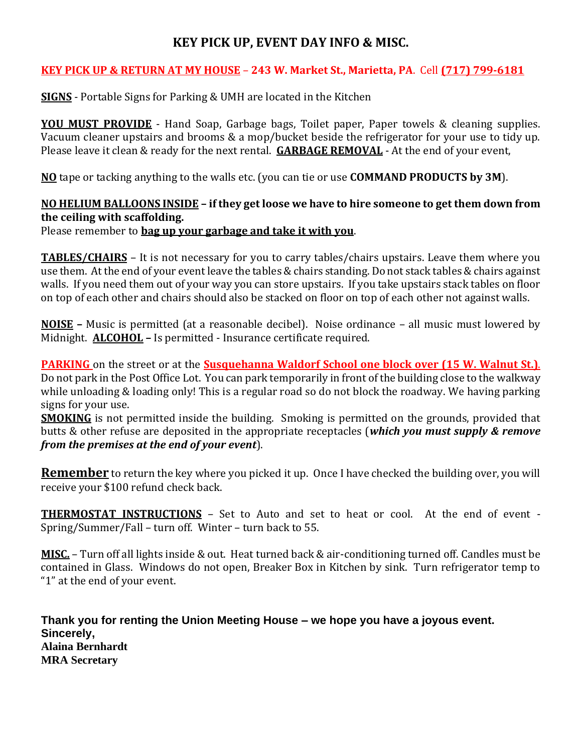# KEY PICK UP, EVENT DAY INFO & MISC.

**KEY PICK UP & RETURN AT MY HOUSE – 243 W. Market St., Marietta, PA**. Cell **(717) 799-6181**

**SIGNS** - Portable Signs for Parking & UMH are located in the Kitchen

**YOU MUST PROVIDE** - Hand Soap, Garbage bags, Toilet paper, Paper towels & cleaning supplies. Vacuum cleaner upstairs and brooms & a mop/bucket beside the refrigerator for your use to tidy up. Please leave it clean & ready for the next rental. **GARBAGE REMOVAL** - At the end of your event,

**NO** tape or tacking anything to the walls etc. (you can tie or use **COMMAND PRODUCTS by 3M**).

**NO HELIUM BALLOONS INSIDE – if they get loose we have to hire someone to get them down from the ceiling with scaffolding.**
Please remember to **bag up your garbage and take it with you**.

**TABLES/CHAIRS** – It is not necessary for you to carry tables/chairs upstairs. Leave them where you use them. At the end of your event leave the tables & chairs standing. Do not stack tables & chairs against walls. If you need them out of your way you can store upstairs. If you take upstairs stack tables on floor on top of each other and chairs should also be stacked on floor on top of each other not against walls.

**NOISE –** Music is permitted (at a reasonable decibel). Noise ordinance – all music must lowered by Midnight. **ALCOHOL –** Is permitted - Insurance certificate required.

**PARKING** on the street or at the **Susquehanna Waldorf School one block over (15 W. Walnut St.)**. Do not park in the Post Office Lot. You can park temporarily in front of the building close to the walkway while unloading & loading only! This is a regular road so do not block the roadway. We having parking signs for your use.
**SMOKING** is not permitted inside the building. Smoking is permitted on the grounds, provided that butts & other refuse are deposited in the appropriate receptacles (***which you must supply & remove from the premises at the end of your event***).

**Remember** to return the key where you picked it up. Once I have checked the building over, you will receive your $100 refund check back.

**THERMOSTAT INSTRUCTIONS** – Set to Auto and set to heat or cool. At the end of event - Spring/Summer/Fall – turn off. Winter – turn back to 55.

**MISC.** – Turn off all lights inside & out. Heat turned back & air-conditioning turned off. Candles must be contained in Glass. Windows do not open, Breaker Box in Kitchen by sink. Turn refrigerator temp to "1" at the end of your event.

**Thank you for renting the Union Meeting House – we hope you have a joyous event.**
**Sincerely,**
**Alaina Bernhardt**
**MRA Secretary**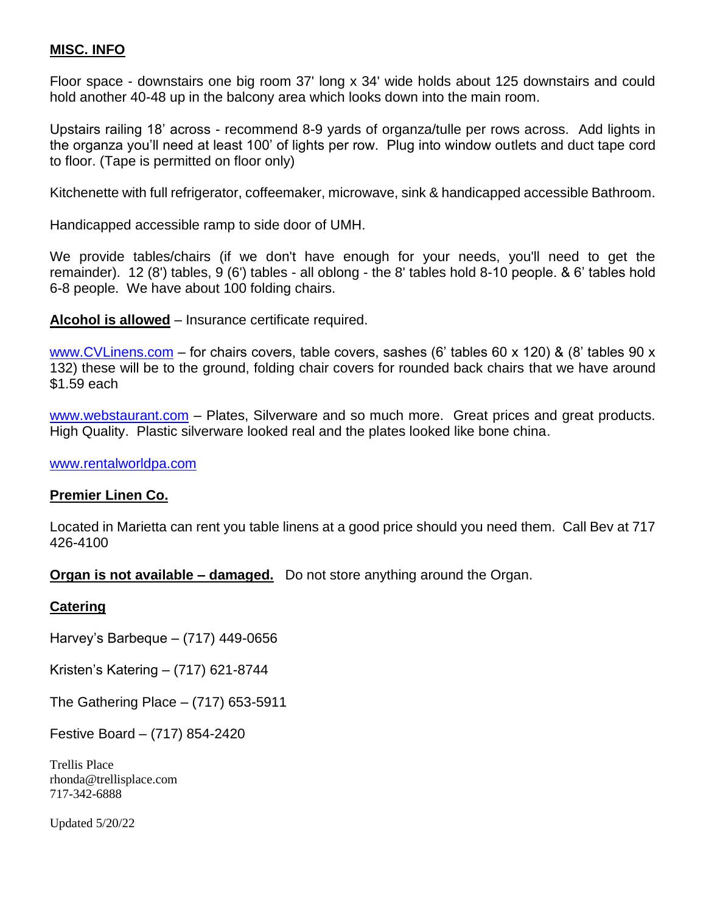## MISC. INFO

Floor space - downstairs one big room 37' long x 34' wide holds about 125 downstairs and could hold another 40-48 up in the balcony area which looks down into the main room.

Upstairs railing 18' across - recommend 8-9 yards of organza/tulle per rows across. Add lights in the organza you'll need at least 100' of lights per row. Plug into window outlets and duct tape cord to floor. (Tape is permitted on floor only)

Kitchenette with full refrigerator, coffeemaker, microwave, sink & handicapped accessible Bathroom.

Handicapped accessible ramp to side door of UMH.

We provide tables/chairs (if we don't have enough for your needs, you'll need to get the remainder). 12 (8') tables, 9 (6') tables - all oblong - the 8' tables hold 8-10 people. & 6' tables hold 6-8 people. We have about 100 folding chairs.

**Alcohol is allowed** – Insurance certificate required.

www.CVLinens.com – for chairs covers, table covers, sashes (6' tables 60 x 120) & (8' tables 90 x 132) these will be to the ground, folding chair covers for rounded back chairs that we have around $1.59 each

www.webstaurant.com – Plates, Silverware and so much more. Great prices and great products. High Quality. Plastic silverware looked real and the plates looked like bone china.

www.rentalworldpa.com

**Premier Linen Co.**

Located in Marietta can rent you table linens at a good price should you need them. Call Bev at 717 426-4100

**Organ is not available – damaged.** Do not store anything around the Organ.

**Catering**

Harvey's Barbeque – (717) 449-0656

Kristen's Katering – (717) 621-8744

The Gathering Place – (717) 653-5911

Festive Board – (717) 854-2420

Trellis Place
rhonda@trellisplace.com
717-342-6888

Updated 5/20/22